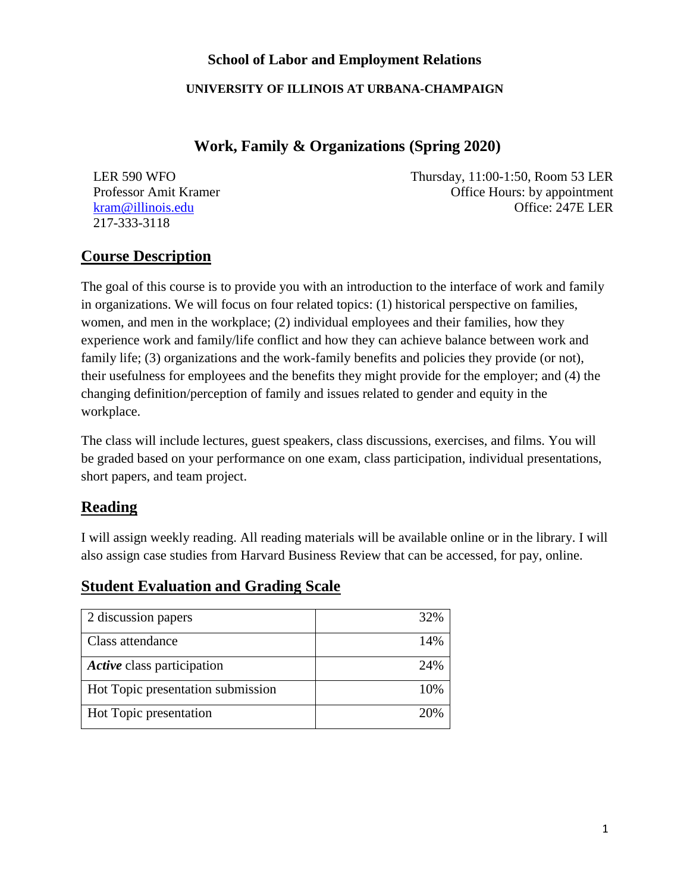**School of Labor and Employment Relations**

**UNIVERSITY OF ILLINOIS AT URBANA-CHAMPAIGN**

## Work, Family & Organizations (Spring 2020)

LER 590 WFO
Professor Amit Kramer
kram@illinois.edu
217-333-3118

Thursday, 11:00-1:50, Room 53 LER
Office Hours: by appointment
Office: 247E LER

## Course Description

The goal of this course is to provide you with an introduction to the interface of work and family in organizations. We will focus on four related topics: (1) historical perspective on families, women, and men in the workplace; (2) individual employees and their families, how they experience work and family/life conflict and how they can achieve balance between work and family life; (3) organizations and the work-family benefits and policies they provide (or not), their usefulness for employees and the benefits they might provide for the employer; and (4) the changing definition/perception of family and issues related to gender and equity in the workplace.

The class will include lectures, guest speakers, class discussions, exercises, and films. You will be graded based on your performance on one exam, class participation, individual presentations, short papers, and team project.

## Reading

I will assign weekly reading. All reading materials will be available online or in the library. I will also assign case studies from Harvard Business Review that can be accessed, for pay, online.

## Student Evaluation and Grading Scale

| | |
|---|---|
| 2 discussion papers | 32% |
| Class attendance | 14% |
| ***Active*** class participation | 24% |
| Hot Topic presentation submission | 10% |
| Hot Topic presentation | 20% |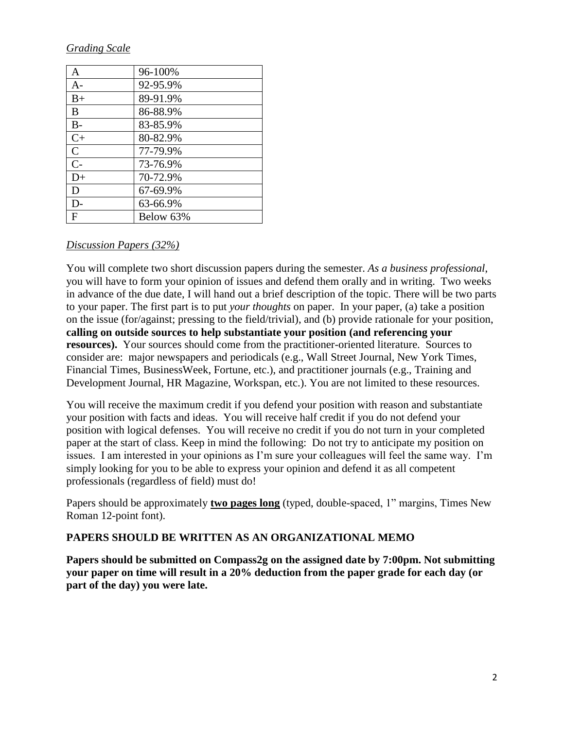*Grading Scale*

| | |
|---|---|
| A | 96-100% |
| A- | 92-95.9% |
| B+ | 89-91.9% |
| B | 86-88.9% |
| B- | 83-85.9% |
| C+ | 80-82.9% |
| C | 77-79.9% |
| C- | 73-76.9% |
| D+ | 70-72.9% |
| D | 67-69.9% |
| D- | 63-66.9% |
| F | Below 63% |

*Discussion Papers (32%)*

You will complete two short discussion papers during the semester. *As a business professional*, you will have to form your opinion of issues and defend them orally and in writing. Two weeks in advance of the due date, I will hand out a brief description of the topic. There will be two parts to your paper. The first part is to put *your thoughts* on paper. In your paper, (a) take a position on the issue (for/against; pressing to the field/trivial), and (b) provide rationale for your position, **calling on outside sources to help substantiate your position (and referencing your resources).** Your sources should come from the practitioner-oriented literature. Sources to consider are: major newspapers and periodicals (e.g., Wall Street Journal, New York Times, Financial Times, BusinessWeek, Fortune, etc.), and practitioner journals (e.g., Training and Development Journal, HR Magazine, Workspan, etc.). You are not limited to these resources.

You will receive the maximum credit if you defend your position with reason and substantiate your position with facts and ideas. You will receive half credit if you do not defend your position with logical defenses. You will receive no credit if you do not turn in your completed paper at the start of class. Keep in mind the following: Do not try to anticipate my position on issues. I am interested in your opinions as I'm sure your colleagues will feel the same way. I'm simply looking for you to be able to express your opinion and defend it as all competent professionals (regardless of field) must do!

Papers should be approximately **two pages long** (typed, double-spaced, 1" margins, Times New Roman 12-point font).

**PAPERS SHOULD BE WRITTEN AS AN ORGANIZATIONAL MEMO**

**Papers should be submitted on Compass2g on the assigned date by 7:00pm. Not submitting your paper on time will result in a 20% deduction from the paper grade for each day (or part of the day) you were late.**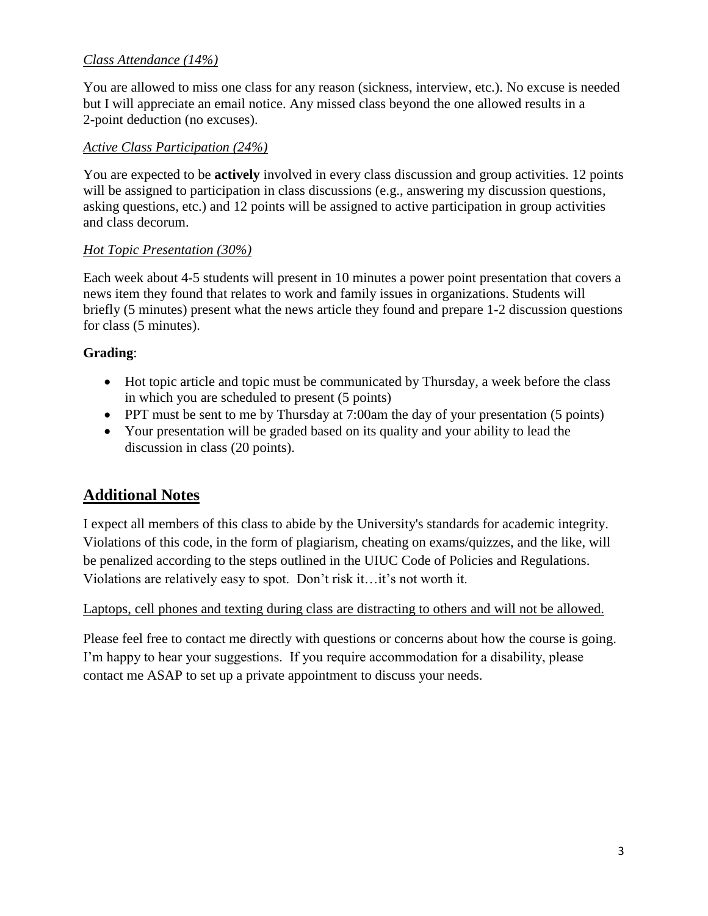*Class Attendance (14%)*

You are allowed to miss one class for any reason (sickness, interview, etc.). No excuse is needed but I will appreciate an email notice. Any missed class beyond the one allowed results in a 2-point deduction (no excuses).

*Active Class Participation (24%)*

You are expected to be **actively** involved in every class discussion and group activities. 12 points will be assigned to participation in class discussions (e.g., answering my discussion questions, asking questions, etc.) and 12 points will be assigned to active participation in group activities and class decorum.

*Hot Topic Presentation (30%)*

Each week about 4-5 students will present in 10 minutes a power point presentation that covers a news item they found that relates to work and family issues in organizations. Students will briefly (5 minutes) present what the news article they found and prepare 1-2 discussion questions for class (5 minutes).

**Grading**:

- Hot topic article and topic must be communicated by Thursday, a week before the class in which you are scheduled to present (5 points)
- PPT must be sent to me by Thursday at 7:00am the day of your presentation (5 points)
- Your presentation will be graded based on its quality and your ability to lead the discussion in class (20 points).

## Additional Notes

I expect all members of this class to abide by the University's standards for academic integrity. Violations of this code, in the form of plagiarism, cheating on exams/quizzes, and the like, will be penalized according to the steps outlined in the UIUC Code of Policies and Regulations. Violations are relatively easy to spot. Don't risk it…it's not worth it.

Laptops, cell phones and texting during class are distracting to others and will not be allowed.

Please feel free to contact me directly with questions or concerns about how the course is going. I'm happy to hear your suggestions. If you require accommodation for a disability, please contact me ASAP to set up a private appointment to discuss your needs.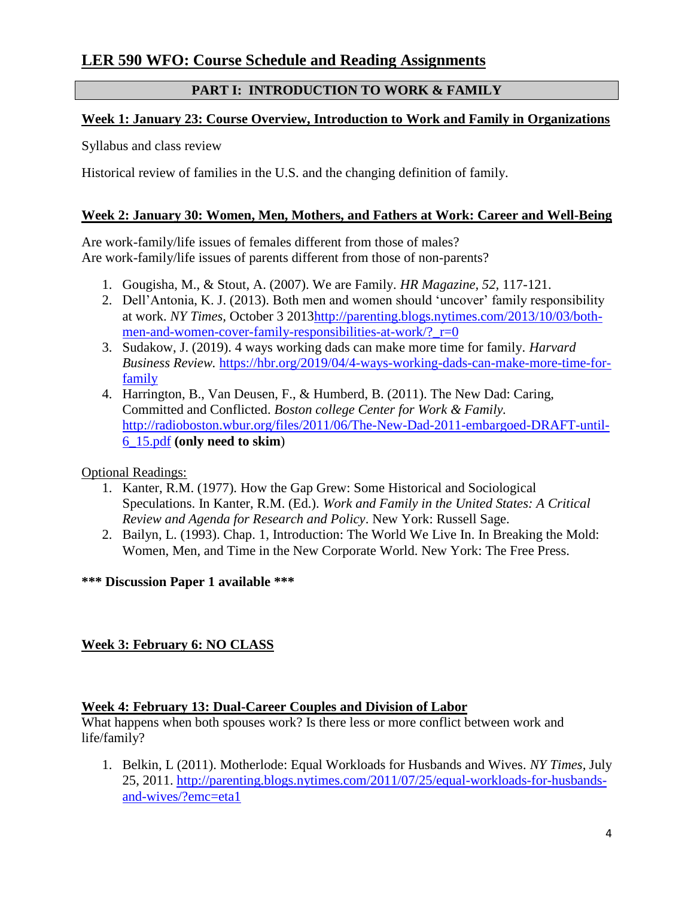# LER 590 WFO: Course Schedule and Reading Assignments

## PART I: INTRODUCTION TO WORK & FAMILY

### Week 1: January 23: Course Overview, Introduction to Work and Family in Organizations

Syllabus and class review

Historical review of families in the U.S. and the changing definition of family.

### Week 2: January 30: Women, Men, Mothers, and Fathers at Work: Career and Well-Being

Are work-family/life issues of females different from those of males?
Are work-family/life issues of parents different from those of non-parents?

1. Gougisha, M., & Stout, A. (2007). We are Family. *HR Magazine, 52*, 117-121.
2. Dell'Antonia, K. J. (2013). Both men and women should 'uncover' family responsibility at work. *NY Times,* October 3 2013http://parenting.blogs.nytimes.com/2013/10/03/both-men-and-women-cover-family-responsibilities-at-work/?_r=0
3. Sudakow, J. (2019). 4 ways working dads can make more time for family. *Harvard Business Review.* https://hbr.org/2019/04/4-ways-working-dads-can-make-more-time-for-family
4. Harrington, B., Van Deusen, F., & Humberd, B. (2011). The New Dad: Caring, Committed and Conflicted. *Boston college Center for Work & Family.* http://radioboston.wbur.org/files/2011/06/The-New-Dad-2011-embargoed-DRAFT-until-6_15.pdf **(only need to skim**)

Optional Readings:

1. Kanter, R.M. (1977). How the Gap Grew: Some Historical and Sociological Speculations. In Kanter, R.M. (Ed.). *Work and Family in the United States: A Critical Review and Agenda for Research and Policy*. New York: Russell Sage.
2. Bailyn, L. (1993). Chap. 1, Introduction: The World We Live In. In Breaking the Mold: Women, Men, and Time in the New Corporate World. New York: The Free Press.

**\*\*\* Discussion Paper 1 available \*\*\***

### Week 3: February 6: NO CLASS

### Week 4: February 13: Dual-Career Couples and Division of Labor

What happens when both spouses work? Is there less or more conflict between work and life/family?

1. Belkin, L (2011). Motherlode: Equal Workloads for Husbands and Wives. *NY Times*, July 25, 2011. http://parenting.blogs.nytimes.com/2011/07/25/equal-workloads-for-husbands-and-wives/?emc=eta1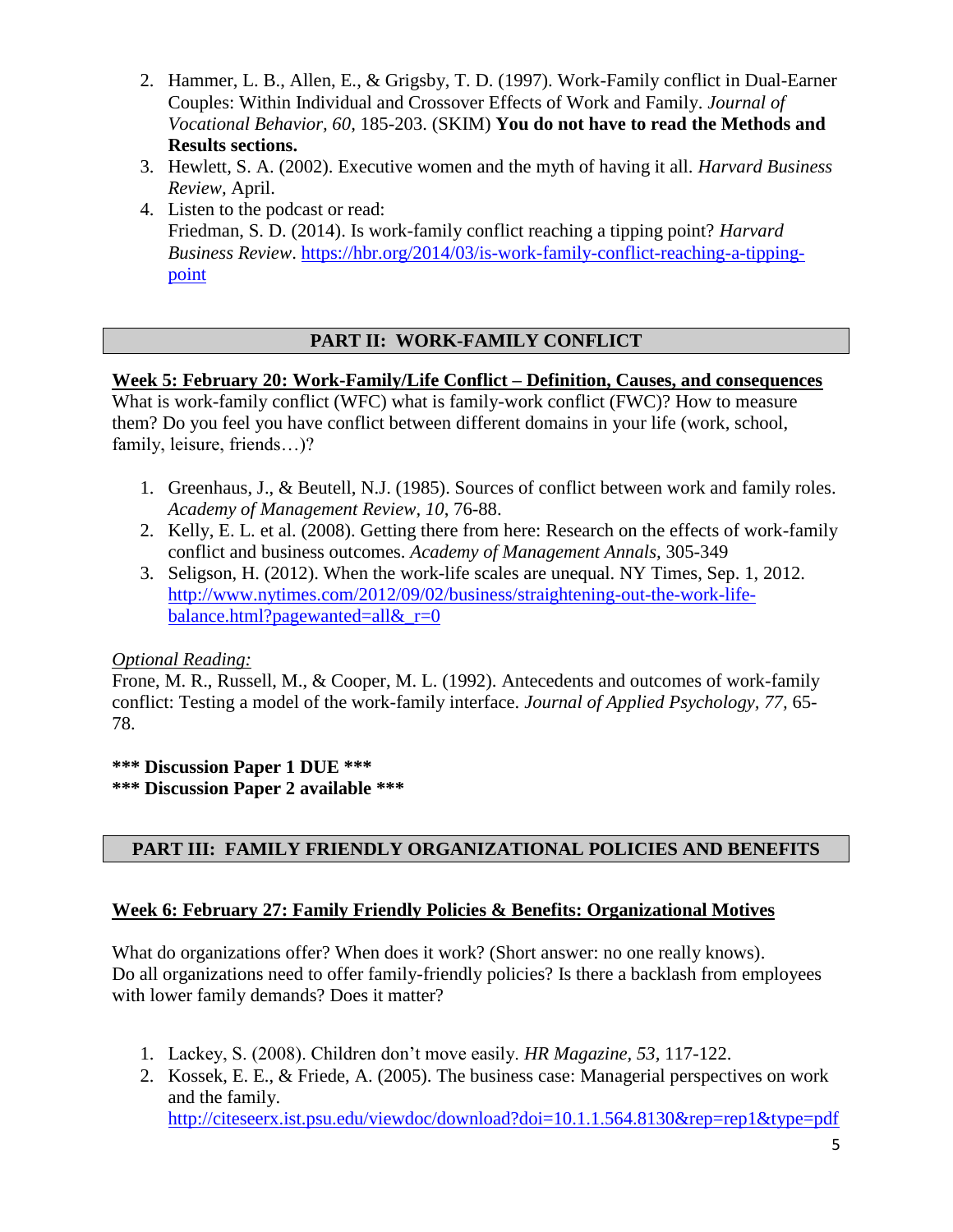2. Hammer, L. B., Allen, E., & Grigsby, T. D. (1997). Work-Family conflict in Dual-Earner Couples: Within Individual and Crossover Effects of Work and Family. *Journal of Vocational Behavior, 60,* 185-203. (SKIM) **You do not have to read the Methods and Results sections.**
3. Hewlett, S. A. (2002). Executive women and the myth of having it all. *Harvard Business Review,* April.
4. Listen to the podcast or read:
   Friedman, S. D. (2014). Is work-family conflict reaching a tipping point? *Harvard Business Review*. [https://hbr.org/2014/03/is-work-family-conflict-reaching-a-tipping-point](https://hbr.org/2014/03/is-work-family-conflict-reaching-a-tipping-point)

## PART II: WORK-FAMILY CONFLICT

**Week 5: February 20: Work-Family/Life Conflict – Definition, Causes, and consequences**

What is work-family conflict (WFC) what is family-work conflict (FWC)? How to measure them? Do you feel you have conflict between different domains in your life (work, school, family, leisure, friends…)?

1. Greenhaus, J., & Beutell, N.J. (1985). Sources of conflict between work and family roles. *Academy of Management Review, 10,* 76-88.
2. Kelly, E. L. et al. (2008). Getting there from here: Research on the effects of work-family conflict and business outcomes. *Academy of Management Annals,* 305-349
3. Seligson, H. (2012). When the work-life scales are unequal. NY Times, Sep. 1, 2012. [http://www.nytimes.com/2012/09/02/business/straightening-out-the-work-life-balance.html?pagewanted=all&_r=0](http://www.nytimes.com/2012/09/02/business/straightening-out-the-work-life-balance.html?pagewanted=all&_r=0)

*Optional Reading:*

Frone, M. R., Russell, M., & Cooper, M. L. (1992). Antecedents and outcomes of work-family conflict: Testing a model of the work-family interface. *Journal of Applied Psychology, 77,* 65-78.

**\*\*\* Discussion Paper 1 DUE \*\*\***
**\*\*\* Discussion Paper 2 available \*\*\***

## PART III: FAMILY FRIENDLY ORGANIZATIONAL POLICIES AND BENEFITS

**Week 6: February 27: Family Friendly Policies & Benefits: Organizational Motives**

What do organizations offer? When does it work? (Short answer: no one really knows). Do all organizations need to offer family-friendly policies? Is there a backlash from employees with lower family demands? Does it matter?

1. Lackey, S. (2008). Children don't move easily. *HR Magazine, 53,* 117-122.
2. Kossek, E. E., & Friede, A. (2005). The business case: Managerial perspectives on work and the family. [http://citeseerx.ist.psu.edu/viewdoc/download?doi=10.1.1.564.8130&rep=rep1&type=pdf](http://citeseerx.ist.psu.edu/viewdoc/download?doi=10.1.1.564.8130&rep=rep1&type=pdf)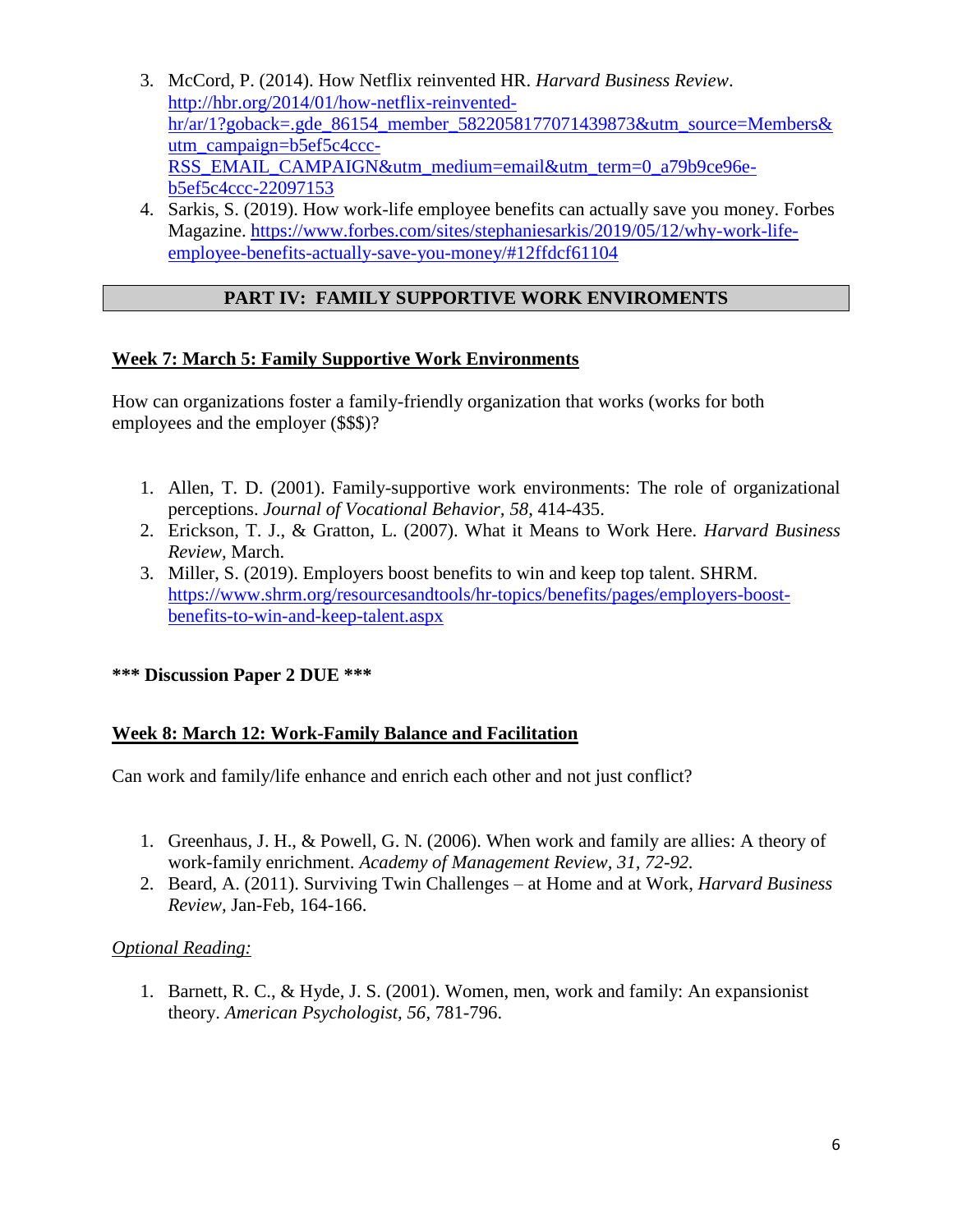3. McCord, P. (2014). How Netflix reinvented HR. *Harvard Business Review*. http://hbr.org/2014/01/how-netflix-reinvented-hr/ar/1?goback=.gde_86154_member_5822058177071439873&utm_source=Members&utm_campaign=b5ef5c4ccc-RSS_EMAIL_CAMPAIGN&utm_medium=email&utm_term=0_a79b9ce96e-b5ef5c4ccc-22097153
4. Sarkis, S. (2019). How work-life employee benefits can actually save you money. Forbes Magazine. https://www.forbes.com/sites/stephaniesarkis/2019/05/12/why-work-life-employee-benefits-actually-save-you-money/#12ffdcf61104

## PART IV: FAMILY SUPPORTIVE WORK ENVIROMENTS

### Week 7: March 5: Family Supportive Work Environments

How can organizations foster a family-friendly organization that works (works for both employees and the employer ($$$)?

1. Allen, T. D. (2001). Family-supportive work environments: The role of organizational perceptions. *Journal of Vocational Behavior, 58*, 414-435.
2. Erickson, T. J., & Gratton, L. (2007). What it Means to Work Here. *Harvard Business Review*, March.
3. Miller, S. (2019). Employers boost benefits to win and keep top talent. SHRM. https://www.shrm.org/resourcesandtools/hr-topics/benefits/pages/employers-boost-benefits-to-win-and-keep-talent.aspx

**\*\*\* Discussion Paper 2 DUE \*\*\***

### Week 8: March 12: Work-Family Balance and Facilitation

Can work and family/life enhance and enrich each other and not just conflict?

1. Greenhaus, J. H., & Powell, G. N. (2006). When work and family are allies: A theory of work-family enrichment. *Academy of Management Review, 31, 72-92.*
2. Beard, A. (2011). Surviving Twin Challenges – at Home and at Work, *Harvard Business Review*, Jan-Feb, 164-166.

*Optional Reading:*

1. Barnett, R. C., & Hyde, J. S. (2001). Women, men, work and family: An expansionist theory. *American Psychologist, 56*, 781-796.